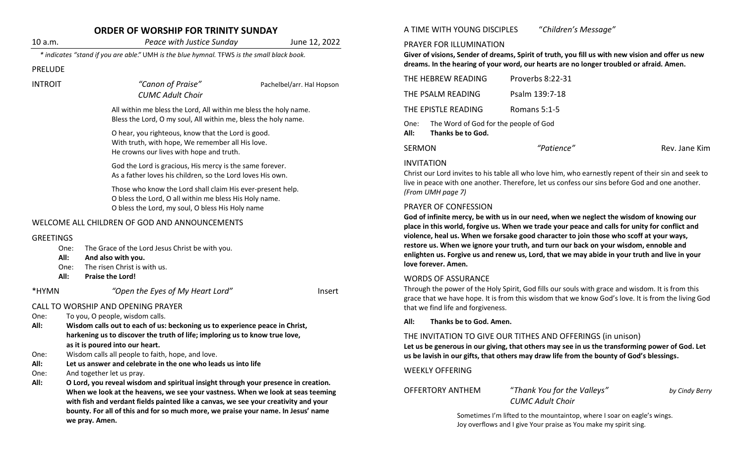# ORDER OF WORSHIP FOR TRINITY SUNDAY

10 a.m. *Peace with Justice Sunday* June 12, 2022

*\* indicates "stand if you are able." UMH is the blue hymnal. TFWS is the small black book.*

PRELUDE

INTROIT *"Canon of Praise"* Pachelbel/arr. Hal Hopson
*CUMC Adult Choir*

All within me bless the Lord, All within me bless the holy name.
Bless the Lord, O my soul, All within me, bless the holy name.

O hear, you righteous, know that the Lord is good.
With truth, with hope, We remember all His love.
He crowns our lives with hope and truth.

God the Lord is gracious, His mercy is the same forever.
As a father loves his children, so the Lord loves His own.

Those who know the Lord shall claim His ever-present help.
O bless the Lord, O all within me bless His Holy name.
O bless the Lord, my soul, O bless His Holy name

WELCOME ALL CHILDREN OF GOD AND ANNOUNCEMENTS

GREETINGS

One: The Grace of the Lord Jesus Christ be with you.
**All: And also with you.**
One: The risen Christ is with us.
**All: Praise the Lord!**

\*HYMN *"Open the Eyes of My Heart Lord"* Insert

CALL TO WORSHIP AND OPENING PRAYER

One: To you, O people, wisdom calls.
**All: Wisdom calls out to each of us: beckoning us to experience peace in Christ, harkening us to discover the truth of life; imploring us to know true love, as it is poured into our heart.**
One: Wisdom calls all people to faith, hope, and love.
**All: Let us answer and celebrate in the one who leads us into life**
One: And together let us pray.
**All: O Lord, you reveal wisdom and spiritual insight through your presence in creation. When we look at the heavens, we see your vastness. When we look at seas teeming with fish and verdant fields painted like a canvas, we see your creativity and your bounty. For all of this and for so much more, we praise your name. In Jesus' name we pray. Amen.**

A TIME WITH YOUNG DISCIPLES "*Children's Message"*

PRAYER FOR ILLUMINATION

**Giver of visions, Sender of dreams, Spirit of truth, you fill us with new vision and offer us new dreams. In the hearing of your word, our hearts are no longer troubled or afraid. Amen.**

THE HEBREW READING Proverbs 8:22-31

THE PSALM READING Psalm 139:7-18

THE EPISTLE READING Romans 5:1-5

One: The Word of God for the people of God
**All: Thanks be to God.**

SERMON *"Patience"* Rev. Jane Kim

INVITATION

Christ our Lord invites to his table all who love him, who earnestly repent of their sin and seek to live in peace with one another. Therefore, let us confess our sins before God and one another. *(From UMH page 7)*

PRAYER OF CONFESSION

**God of infinite mercy, be with us in our need, when we neglect the wisdom of knowing our place in this world, forgive us. When we trade your peace and calls for unity for conflict and violence, heal us. When we forsake good character to join those who scoff at your ways, restore us. When we ignore your truth, and turn our back on your wisdom, ennoble and enlighten us. Forgive us and renew us, Lord, that we may abide in your truth and live in your love forever. Amen.**

WORDS OF ASSURANCE

Through the power of the Holy Spirit, God fills our souls with grace and wisdom. It is from this grace that we have hope. It is from this wisdom that we know God's love. It is from the living God that we find life and forgiveness.

**All: Thanks be to God. Amen.**

THE INVITATION TO GIVE OUR TITHES AND OFFERINGS (in unison)

**Let us be generous in our giving, that others may see in us the transforming power of God. Let us be lavish in our gifts, that others may draw life from the bounty of God's blessings.**

WEEKLY OFFERING

OFFERTORY ANTHEM "*Thank You for the Valleys"* *by Cindy Berry*
*CUMC Adult Choir*

Sometimes I'm lifted to the mountaintop, where I soar on eagle's wings.
Joy overflows and I give Your praise as You make my spirit sing.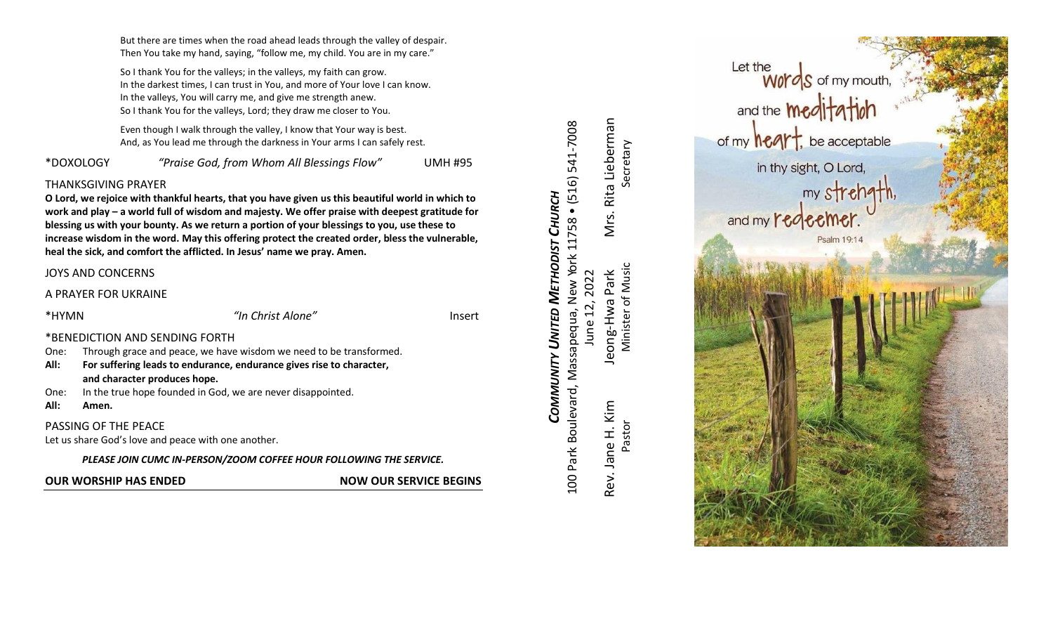But there are times when the road ahead leads through the valley of despair.
Then You take my hand, saying, "follow me, my child. You are in my care."

So I thank You for the valleys; in the valleys, my faith can grow.
In the darkest times, I can trust in You, and more of Your love I can know.
In the valleys, You will carry me, and give me strength anew.
So I thank You for the valleys, Lord; they draw me closer to You.

Even though I walk through the valley, I know that Your way is best.
And, as You lead me through the darkness in Your arms I can safely rest.

\*DOXOLOGY *"Praise God, from Whom All Blessings Flow"* UMH #95

THANKSGIVING PRAYER

**O Lord, we rejoice with thankful hearts, that you have given us this beautiful world in which to work and play – a world full of wisdom and majesty. We offer praise with deepest gratitude for blessing us with your bounty. As we return a portion of your blessings to you, use these to increase wisdom in the word. May this offering protect the created order, bless the vulnerable, heal the sick, and comfort the afflicted. In Jesus' name we pray. Amen.**

JOYS AND CONCERNS

A PRAYER FOR UKRAINE

\*HYMN *"In Christ Alone"* Insert

\*BENEDICTION AND SENDING FORTH

One: Through grace and peace, we have wisdom we need to be transformed.

**All: For suffering leads to endurance, endurance gives rise to character, and character produces hope.**

One: In the true hope founded in God, we are never disappointed.

**All: Amen.**

PASSING OF THE PEACE

Let us share God's love and peace with one another.

***PLEASE JOIN CUMC IN-PERSON/ZOOM COFFEE HOUR FOLLOWING THE SERVICE.***

**OUR WORSHIP HAS ENDED** **NOW OUR SERVICE BEGINS**

***COMMUNITY UNITED METHODIST CHURCH***

100 Park Boulevard, Massapequa, New York 11758 • (516) 541-7008

June 12, 2022

Rev. Jane H. Kim
Pastor

Jeong-Hwa Park
Minister of Music

Mrs. Rita Lieberman
Secretary

Let the words of my mouth, and the meditation of my heart, be acceptable in thy sight, O Lord, my strength, and my redeemer.

Psalm 19:14